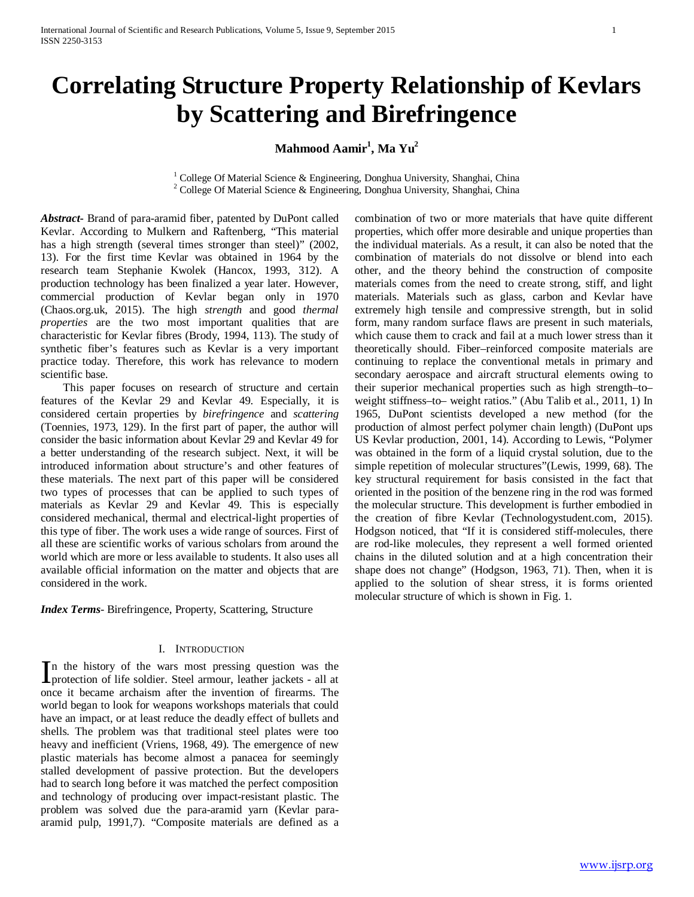# Correlating Structure Property Relationship of Kevlars by Scattering and Birefringence

**Mahmood Aamir[1], Ma Yu[2]**

[1] College Of Material Science & Engineering, Donghua University, Shanghai, China
[2] College Of Material Science & Engineering, Donghua University, Shanghai, China

***Abstract-*** Brand of para-aramid fiber, patented by DuPont called Kevlar. According to Mulkern and Raftenberg, "This material has a high strength (several times stronger than steel)" (2002, 13). For the first time Kevlar was obtained in 1964 by the research team Stephanie Kwolek (Hancox, 1993, 312). A production technology has been finalized a year later. However, commercial production of Kevlar began only in 1970 (Chaos.org.uk, 2015). The high *strength* and good *thermal properties* are the two most important qualities that are characteristic for Kevlar fibres (Brody, 1994, 113). The study of synthetic fiber's features such as Kevlar is a very important practice today. Therefore, this work has relevance to modern scientific base.

This paper focuses on research of structure and certain features of the Kevlar 29 and Kevlar 49. Especially, it is considered certain properties by *birefringence* and *scattering* (Toennies, 1973, 129). In the first part of paper, the author will consider the basic information about Kevlar 29 and Kevlar 49 for a better understanding of the research subject. Next, it will be introduced information about structure's and other features of these materials. The next part of this paper will be considered two types of processes that can be applied to such types of materials as Kevlar 29 and Kevlar 49. This is especially considered mechanical, thermal and electrical-light properties of this type of fiber. The work uses a wide range of sources. First of all these are scientific works of various scholars from around the world which are more or less available to students. It also uses all available official information on the matter and objects that are considered in the work.

***Index Terms*****-** Birefringence, Property, Scattering, Structure

## I. Introduction

In the history of the wars most pressing question was the protection of life soldier. Steel armour, leather jackets - all at once it became archaism after the invention of firearms. The world began to look for weapons workshops materials that could have an impact, or at least reduce the deadly effect of bullets and shells. The problem was that traditional steel plates were too heavy and inefficient (Vriens, 1968, 49). The emergence of new plastic materials has become almost a panacea for seemingly stalled development of passive protection. But the developers had to search long before it was matched the perfect composition and technology of producing over impact-resistant plastic. The problem was solved due the para-aramid yarn (Kevlar para-aramid pulp, 1991,7). "Composite materials are defined as a combination of two or more materials that have quite different properties, which offer more desirable and unique properties than the individual materials. As a result, it can also be noted that the combination of materials do not dissolve or blend into each other, and the theory behind the construction of composite materials comes from the need to create strong, stiff, and light materials. Materials such as glass, carbon and Kevlar have extremely high tensile and compressive strength, but in solid form, many random surface flaws are present in such materials, which cause them to crack and fail at a much lower stress than it theoretically should. Fiber–reinforced composite materials are continuing to replace the conventional metals in primary and secondary aerospace and aircraft structural elements owing to their superior mechanical properties such as high strength–to–weight stiffness–to– weight ratios." (Abu Talib et al., 2011, 1) In 1965, DuPont scientists developed a new method (for the production of almost perfect polymer chain length) (DuPont ups US Kevlar production, 2001, 14). According to Lewis, "Polymer was obtained in the form of a liquid crystal solution, due to the simple repetition of molecular structures"(Lewis, 1999, 68). The key structural requirement for basis consisted in the fact that oriented in the position of the benzene ring in the rod was formed the molecular structure. This development is further embodied in the creation of fibre Kevlar (Technologystudent.com, 2015). Hodgson noticed, that "If it is considered stiff-molecules, there are rod-like molecules, they represent a well formed oriented chains in the diluted solution and at a high concentration their shape does not change" (Hodgson, 1963, 71). Then, when it is applied to the solution of shear stress, it is forms oriented molecular structure of which is shown in Fig. 1.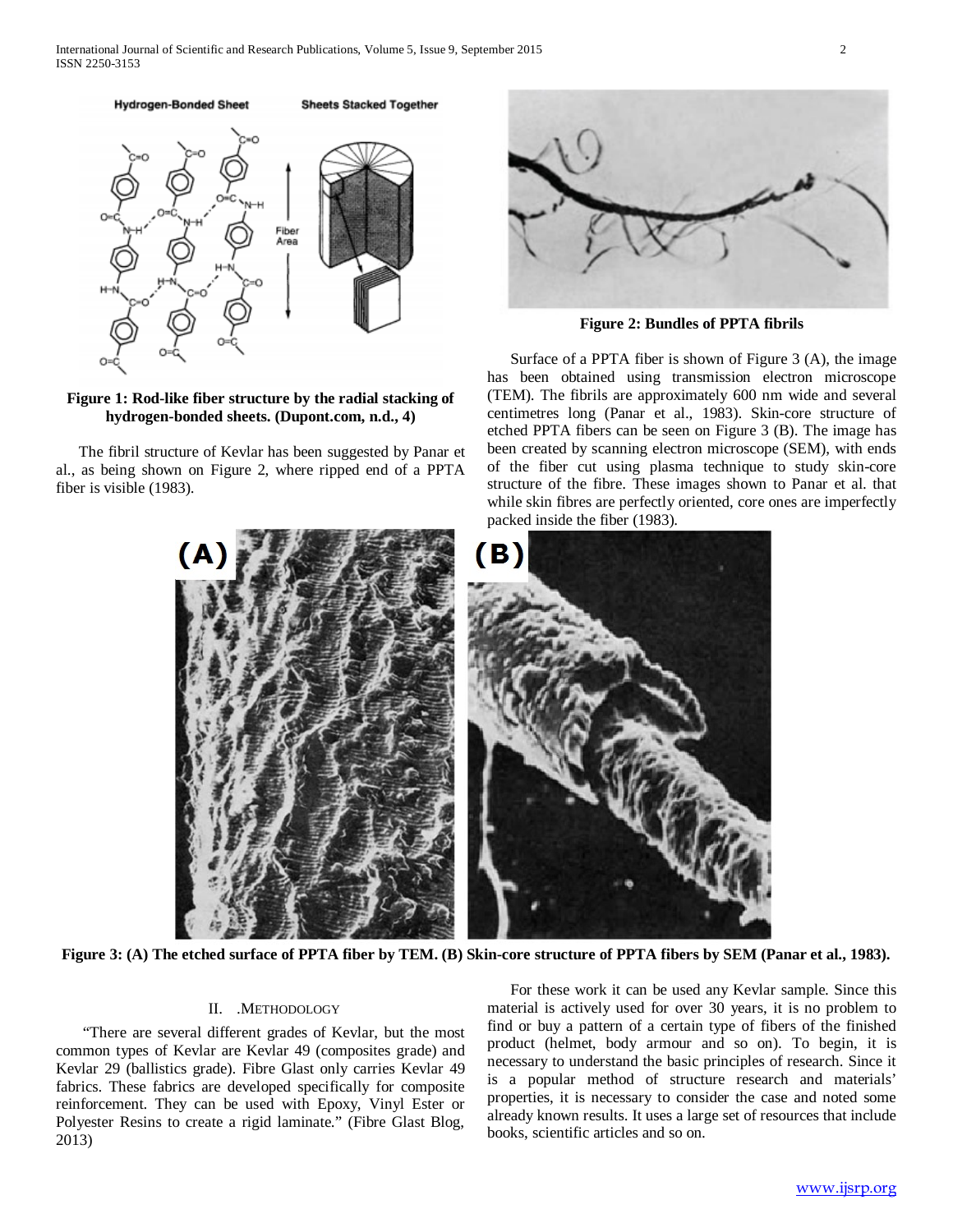**Figure 1: Rod-like fiber structure by the radial stacking of hydrogen-bonded sheets. (Dupont.com, n.d., 4)**

The fibril structure of Kevlar has been suggested by Panar et al., as being shown on Figure 2, where ripped end of a PPTA fiber is visible (1983).

**Figure 2: Bundles of PPTA fibrils**

Surface of a PPTA fiber is shown of Figure 3 (A), the image has been obtained using transmission electron microscope (TEM). The fibrils are approximately 600 nm wide and several centimetres long (Panar et al., 1983). Skin-core structure of etched PPTA fibers can be seen on Figure 3 (B). The image has been created by scanning electron microscope (SEM), with ends of the fiber cut using plasma technique to study skin-core structure of the fibre. These images shown to Panar et al. that while skin fibres are perfectly oriented, core ones are imperfectly packed inside the fiber (1983).

**Figure 3: (A) The etched surface of PPTA fiber by TEM. (B) Skin-core structure of PPTA fibers by SEM (Panar et al., 1983).**

## II. .METHODOLOGY

"There are several different grades of Kevlar, but the most common types of Kevlar are Kevlar 49 (composites grade) and Kevlar 29 (ballistics grade). Fibre Glast only carries Kevlar 49 fabrics. These fabrics are developed specifically for composite reinforcement. They can be used with Epoxy, Vinyl Ester or Polyester Resins to create a rigid laminate." (Fibre Glast Blog, 2013)

For these work it can be used any Kevlar sample. Since this material is actively used for over 30 years, it is no problem to find or buy a pattern of a certain type of fibers of the finished product (helmet, body armour and so on). To begin, it is necessary to understand the basic principles of research. Since it is a popular method of structure research and materials' properties, it is necessary to consider the case and noted some already known results. It uses a large set of resources that include books, scientific articles and so on.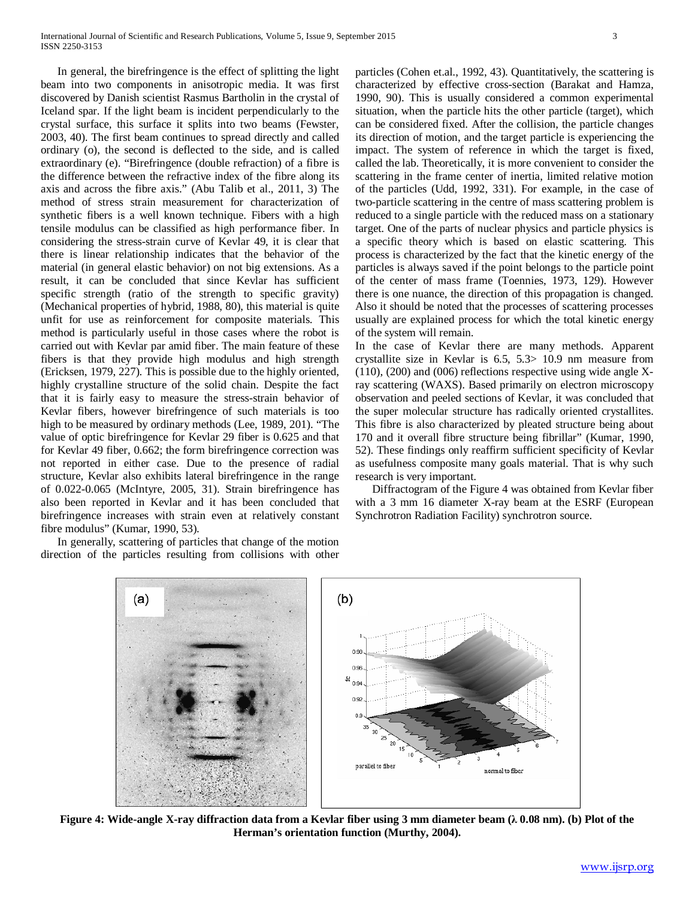In general, the birefringence is the effect of splitting the light beam into two components in anisotropic media. It was first discovered by Danish scientist Rasmus Bartholin in the crystal of Iceland spar. If the light beam is incident perpendicularly to the crystal surface, this surface it splits into two beams (Fewster, 2003, 40). The first beam continues to spread directly and called ordinary (o), the second is deflected to the side, and is called extraordinary (e). "Birefringence (double refraction) of a fibre is the difference between the refractive index of the fibre along its axis and across the fibre axis." (Abu Talib et al., 2011, 3) The method of stress strain measurement for characterization of synthetic fibers is a well known technique. Fibers with a high tensile modulus can be classified as high performance fiber. In considering the stress-strain curve of Kevlar 49, it is clear that there is linear relationship indicates that the behavior of the material (in general elastic behavior) on not big extensions. As a result, it can be concluded that since Kevlar has sufficient specific strength (ratio of the strength to specific gravity) (Mechanical properties of hybrid, 1988, 80), this material is quite unfit for use as reinforcement for composite materials. This method is particularly useful in those cases where the robot is carried out with Kevlar par amid fiber. The main feature of these fibers is that they provide high modulus and high strength (Ericksen, 1979, 227). This is possible due to the highly oriented, highly crystalline structure of the solid chain. Despite the fact that it is fairly easy to measure the stress-strain behavior of Kevlar fibers, however birefringence of such materials is too high to be measured by ordinary methods (Lee, 1989, 201). "The value of optic birefringence for Kevlar 29 fiber is 0.625 and that for Kevlar 49 fiber, 0.662; the form birefringence correction was not reported in either case. Due to the presence of radial structure, Kevlar also exhibits lateral birefringence in the range of 0.022-0.065 (McIntyre, 2005, 31). Strain birefringence has also been reported in Kevlar and it has been concluded that birefringence increases with strain even at relatively constant fibre modulus" (Kumar, 1990, 53).

In generally, scattering of particles that change of the motion direction of the particles resulting from collisions with other particles (Cohen et.al., 1992, 43). Quantitatively, the scattering is characterized by effective cross-section (Barakat and Hamza, 1990, 90). This is usually considered a common experimental situation, when the particle hits the other particle (target), which can be considered fixed. After the collision, the particle changes its direction of motion, and the target particle is experiencing the impact. The system of reference in which the target is fixed, called the lab. Theoretically, it is more convenient to consider the scattering in the frame center of inertia, limited relative motion of the particles (Udd, 1992, 331). For example, in the case of two-particle scattering in the centre of mass scattering problem is reduced to a single particle with the reduced mass on a stationary target. One of the parts of nuclear physics and particle physics is a specific theory which is based on elastic scattering. This process is characterized by the fact that the kinetic energy of the particles is always saved if the point belongs to the particle point of the center of mass frame (Toennies, 1973, 129). However there is one nuance, the direction of this propagation is changed. Also it should be noted that the processes of scattering processes usually are explained process for which the total kinetic energy of the system will remain.

In the case of Kevlar there are many methods. Apparent crystallite size in Kevlar is 6.5, 5.3> 10.9 nm measure from (110), (200) and (006) reflections respective using wide angle X-ray scattering (WAXS). Based primarily on electron microscopy observation and peeled sections of Kevlar, it was concluded that the super molecular structure has radically oriented crystallites. This fibre is also characterized by pleated structure being about 170 and it overall fibre structure being fibrillar" (Kumar, 1990, 52). These findings only reaffirm sufficient specificity of Kevlar as usefulness composite many goals material. That is why such research is very important.

Diffractogram of the Figure 4 was obtained from Kevlar fiber with a 3 mm 16 diameter X-ray beam at the ESRF (European Synchrotron Radiation Facility) synchrotron source.

**Figure 4: Wide-angle X-ray diffraction data from a Kevlar fiber using 3 mm diameter beam (λ 0.08 nm). (b) Plot of the Herman's orientation function (Murthy, 2004).**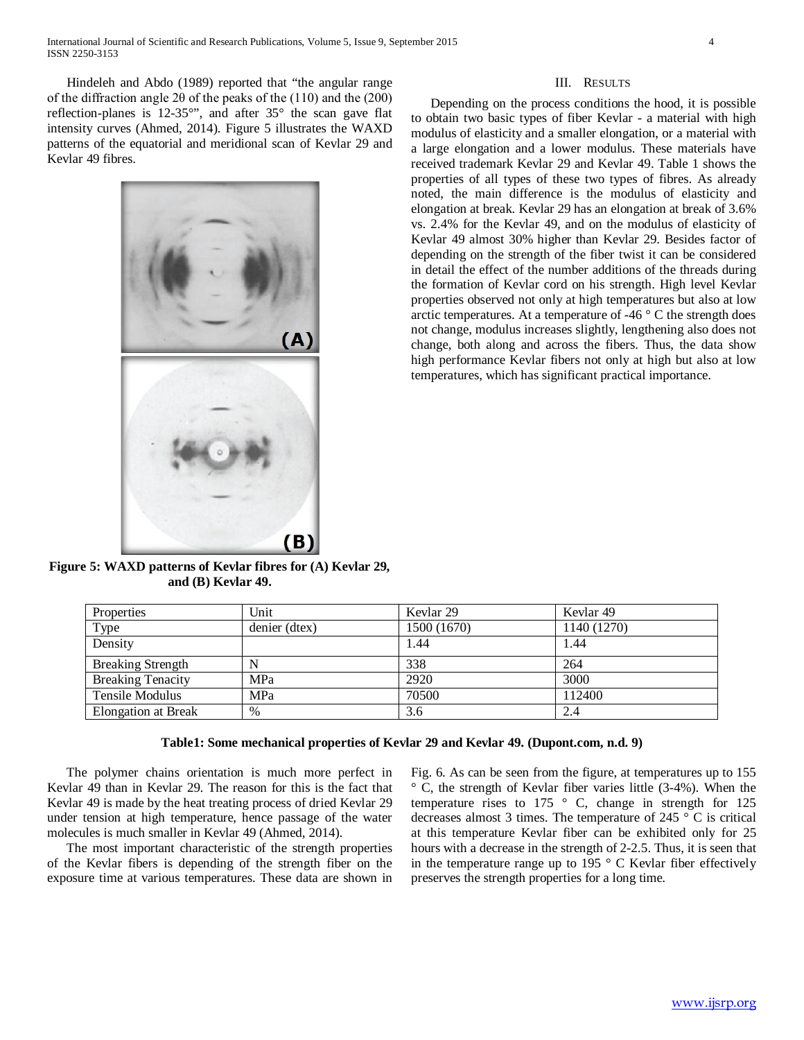Hindeleh and Abdo (1989) reported that "the angular range of the diffraction angle 2θ of the peaks of the (110) and the (200) reflection-planes is 12-35°", and after 35° the scan gave flat intensity curves (Ahmed, 2014). Figure 5 illustrates the WAXD patterns of the equatorial and meridional scan of Kevlar 29 and Kevlar 49 fibres.

**Figure 5: WAXD patterns of Kevlar fibres for (A) Kevlar 29, and (B) Kevlar 49.**

## III. Results

Depending on the process conditions the hood, it is possible to obtain two basic types of fiber Kevlar - a material with high modulus of elasticity and a smaller elongation, or a material with a large elongation and a lower modulus. These materials have received trademark Kevlar 29 and Kevlar 49. Table 1 shows the properties of all types of these two types of fibres. As already noted, the main difference is the modulus of elasticity and elongation at break. Kevlar 29 has an elongation at break of 3.6% vs. 2.4% for the Kevlar 49, and on the modulus of elasticity of Kevlar 49 almost 30% higher than Kevlar 29. Besides factor of depending on the strength of the fiber twist it can be considered in detail the effect of the number additions of the threads during the formation of Kevlar cord on his strength. High level Kevlar properties observed not only at high temperatures but also at low arctic temperatures. At a temperature of -46 ° C the strength does not change, modulus increases slightly, lengthening also does not change, both along and across the fibers. Thus, the data show high performance Kevlar fibers not only at high but also at low temperatures, which has significant practical importance.

| Properties | Unit | Kevlar 29 | Kevlar 49 |
|---|---|---|---|
| Type | denier (dtex) | 1500 (1670) | 1140 (1270) |
| Density | | 1.44 | 1.44 |
| Breaking Strength | N | 338 | 264 |
| Breaking Tenacity | MPa | 2920 | 3000 |
| Tensile Modulus | MPa | 70500 | 112400 |
| Elongation at Break | % | 3.6 | 2.4 |

**Table1: Some mechanical properties of Kevlar 29 and Kevlar 49. (Dupont.com, n.d. 9)**

The polymer chains orientation is much more perfect in Kevlar 49 than in Kevlar 29. The reason for this is the fact that Kevlar 49 is made by the heat treating process of dried Kevlar 29 under tension at high temperature, hence passage of the water molecules is much smaller in Kevlar 49 (Ahmed, 2014).

The most important characteristic of the strength properties of the Kevlar fibers is depending of the strength fiber on the exposure time at various temperatures. These data are shown in Fig. 6. As can be seen from the figure, at temperatures up to 155 ° C, the strength of Kevlar fiber varies little (3-4%). When the temperature rises to 175 ° C, change in strength for 125 decreases almost 3 times. The temperature of 245 ° C is critical at this temperature Kevlar fiber can be exhibited only for 25 hours with a decrease in the strength of 2-2.5. Thus, it is seen that in the temperature range up to 195 ° C Kevlar fiber effectively preserves the strength properties for a long time.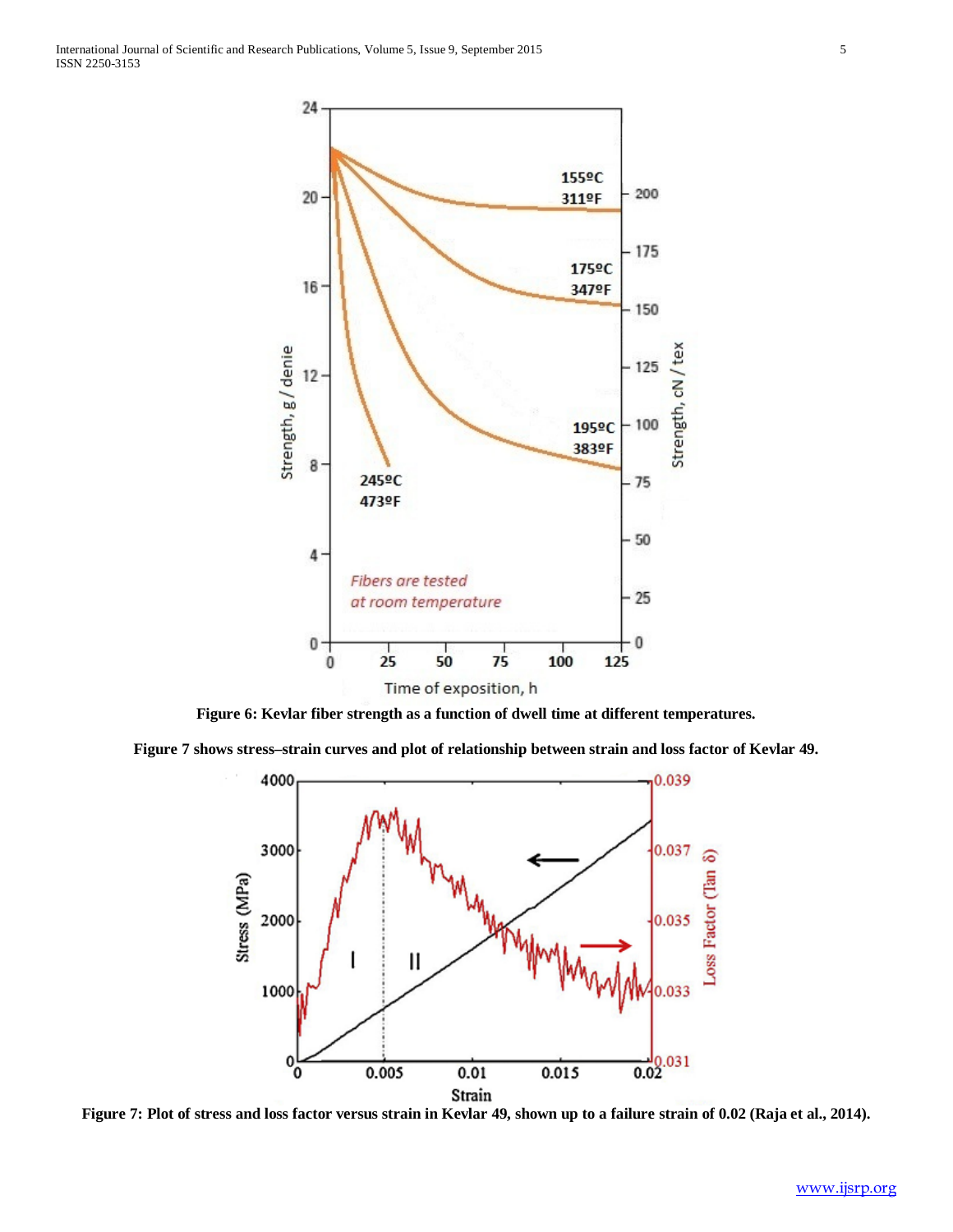**Figure 6: Kevlar fiber strength as a function of dwell time at different temperatures.**

**Figure 7 shows stress–strain curves and plot of relationship between strain and loss factor of Kevlar 49.**

**Figure 7: Plot of stress and loss factor versus strain in Kevlar 49, shown up to a failure strain of 0.02 (Raja et al., 2014).**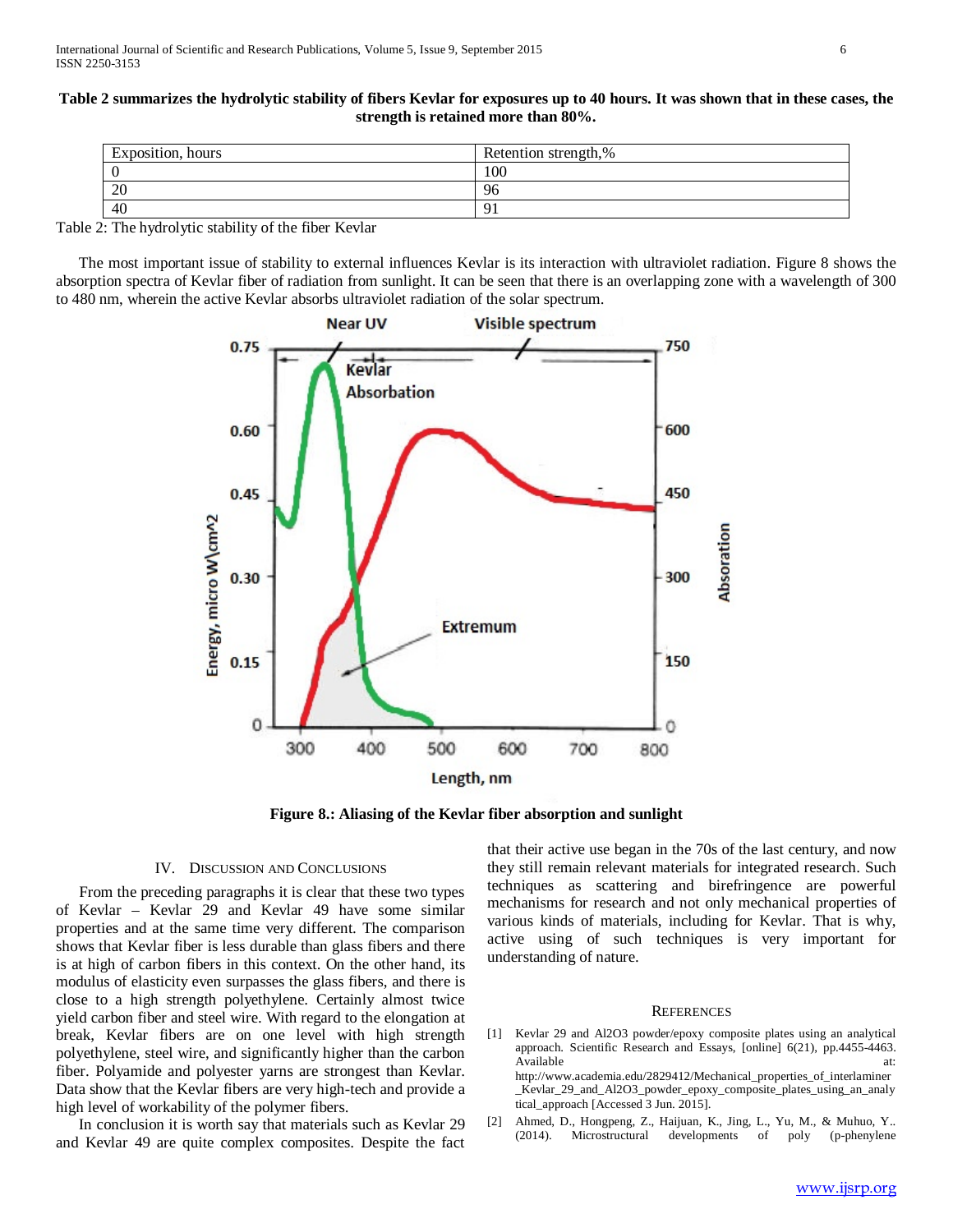**Table 2 summarizes the hydrolytic stability of fibers Kevlar for exposures up to 40 hours. It was shown that in these cases, the strength is retained more than 80%.**

| Exposition, hours | Retention strength,% |
|---|---|
| 0 | 100 |
| 20 | 96 |
| 40 | 91 |

Table 2: The hydrolytic stability of the fiber Kevlar

The most important issue of stability to external influences Kevlar is its interaction with ultraviolet radiation. Figure 8 shows the absorption spectra of Kevlar fiber of radiation from sunlight. It can be seen that there is an overlapping zone with a wavelength of 300 to 480 nm, wherein the active Kevlar absorbs ultraviolet radiation of the solar spectrum.

**Figure 8.: Aliasing of the Kevlar fiber absorption and sunlight**

## IV. Discussion and Conclusions

From the preceding paragraphs it is clear that these two types of Kevlar – Kevlar 29 and Kevlar 49 have some similar properties and at the same time very different. The comparison shows that Kevlar fiber is less durable than glass fibers and there is at high of carbon fibers in this context. On the other hand, its modulus of elasticity even surpasses the glass fibers, and there is close to a high strength polyethylene. Certainly almost twice yield carbon fiber and steel wire. With regard to the elongation at break, Kevlar fibers are on one level with high strength polyethylene, steel wire, and significantly higher than the carbon fiber. Polyamide and polyester yarns are strongest than Kevlar. Data show that the Kevlar fibers are very high-tech and provide a high level of workability of the polymer fibers.

In conclusion it is worth say that materials such as Kevlar 29 and Kevlar 49 are quite complex composites. Despite the fact that their active use began in the 70s of the last century, and now they still remain relevant materials for integrated research. Such techniques as scattering and birefringence are powerful mechanisms for research and not only mechanical properties of various kinds of materials, including for Kevlar. That is why, active using of such techniques is very important for understanding of nature.

## References

[1] Kevlar 29 and Al2O3 powder/epoxy composite plates using an analytical approach. Scientific Research and Essays, [online] 6(21), pp.4455-4463. Available at: http://www.academia.edu/2829412/Mechanical_properties_of_interlaminer_Kevlar_29_and_Al2O3_powder_epoxy_composite_plates_using_an_analytical_approach [Accessed 3 Jun. 2015].

[2] Ahmed, D., Hongpeng, Z., Haijuan, K., Jing, L., Yu, M., & Muhuo, Y.. (2014). Microstructural developments of poly (p-phenylene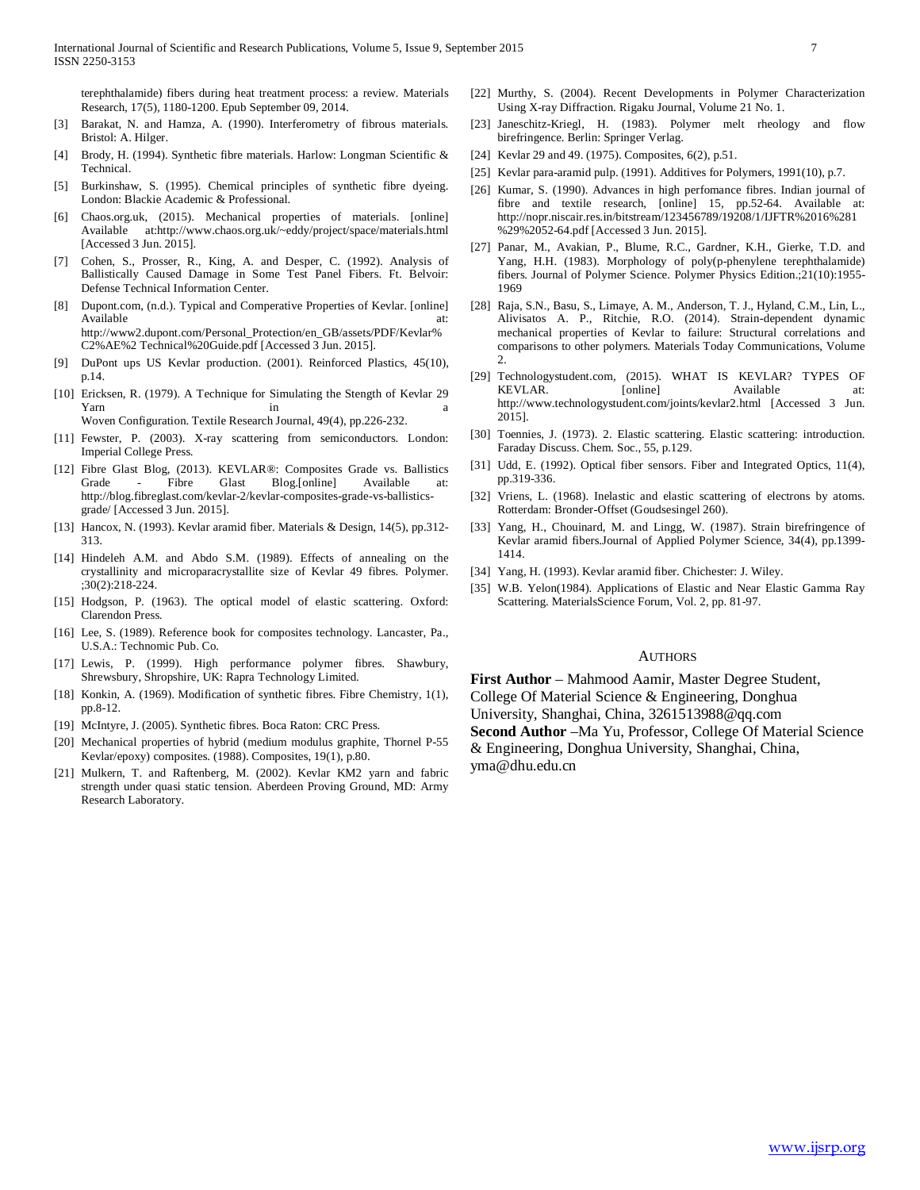terephthalamide) fibers during heat treatment process: a review. Materials Research, 17(5), 1180-1200. Epub September 09, 2014.

[3] Barakat, N. and Hamza, A. (1990). Interferometry of fibrous materials. Bristol: A. Hilger.

[4] Brody, H. (1994). Synthetic fibre materials. Harlow: Longman Scientific & Technical.

[5] Burkinshaw, S. (1995). Chemical principles of synthetic fibre dyeing. London: Blackie Academic & Professional.

[6] Chaos.org.uk, (2015). Mechanical properties of materials. [online] Available at:http://www.chaos.org.uk/~eddy/project/space/materials.html [Accessed 3 Jun. 2015].

[7] Cohen, S., Prosser, R., King, A. and Desper, C. (1992). Analysis of Ballistically Caused Damage in Some Test Panel Fibers. Ft. Belvoir: Defense Technical Information Center.

[8] Dupont.com, (n.d.). Typical and Comperative Properties of Kevlar. [online] Available at: http://www2.dupont.com/Personal_Protection/en_GB/assets/PDF/Kevlar%C2%AE%2 Technical%20Guide.pdf [Accessed 3 Jun. 2015].

[9] DuPont ups US Kevlar production. (2001). Reinforced Plastics, 45(10), p.14.

[10] Ericksen, R. (1979). A Technique for Simulating the Stength of Kevlar 29 Yarn in a Woven Configuration. Textile Research Journal, 49(4), pp.226-232.

[11] Fewster, P. (2003). X-ray scattering from semiconductors. London: Imperial College Press.

[12] Fibre Glast Blog, (2013). KEVLAR®: Composites Grade vs. Ballistics Grade - Fibre Glast Blog.[online] Available at: http://blog.fibreglast.com/kevlar-2/kevlar-composites-grade-vs-ballistics-grade/ [Accessed 3 Jun. 2015].

[13] Hancox, N. (1993). Kevlar aramid fiber. Materials & Design, 14(5), pp.312-313.

[14] Hindeleh A.M. and Abdo S.M. (1989). Effects of annealing on the crystallinity and microparacrystallite size of Kevlar 49 fibres. Polymer. ;30(2):218-224.

[15] Hodgson, P. (1963). The optical model of elastic scattering. Oxford: Clarendon Press.

[16] Lee, S. (1989). Reference book for composites technology. Lancaster, Pa., U.S.A.: Technomic Pub. Co.

[17] Lewis, P. (1999). High performance polymer fibres. Shawbury, Shrewsbury, Shropshire, UK: Rapra Technology Limited.

[18] Konkin, A. (1969). Modification of synthetic fibres. Fibre Chemistry, 1(1), pp.8-12.

[19] McIntyre, J. (2005). Synthetic fibres. Boca Raton: CRC Press.

[20] Mechanical properties of hybrid (medium modulus graphite, Thornel P-55 Kevlar/epoxy) composites. (1988). Composites, 19(1), p.80.

[21] Mulkern, T. and Raftenberg, M. (2002). Kevlar KM2 yarn and fabric strength under quasi static tension. Aberdeen Proving Ground, MD: Army Research Laboratory.

[22] Murthy, S. (2004). Recent Developments in Polymer Characterization Using X-ray Diffraction. Rigaku Journal, Volume 21 No. 1.

[23] Janeschitz-Kriegl, H. (1983). Polymer melt rheology and flow birefringence. Berlin: Springer Verlag.

[24] Kevlar 29 and 49. (1975). Composites, 6(2), p.51.

[25] Kevlar para-aramid pulp. (1991). Additives for Polymers, 1991(10), p.7.

[26] Kumar, S. (1990). Advances in high perfomance fibres. Indian journal of fibre and textile research, [online] 15, pp.52-64. Available at: http://nopr.niscair.res.in/bitstream/123456789/19208/1/IJFTR%2016%281%29%2052-64.pdf [Accessed 3 Jun. 2015].

[27] Panar, M., Avakian, P., Blume, R.C., Gardner, K.H., Gierke, T.D. and Yang, H.H. (1983). Morphology of poly(p-phenylene terephthalamide) fibers. Journal of Polymer Science. Polymer Physics Edition.;21(10):1955-1969

[28] Raja, S.N., Basu, S., Limaye, A. M., Anderson, T. J., Hyland, C.M., Lin, L., Alivisatos A. P., Ritchie, R.O. (2014). Strain-dependent dynamic mechanical properties of Kevlar to failure: Structural correlations and comparisons to other polymers. Materials Today Communications, Volume 2.

[29] Technologystudent.com, (2015). WHAT IS KEVLAR? TYPES OF KEVLAR. [online] Available at: http://www.technologystudent.com/joints/kevlar2.html [Accessed 3 Jun. 2015].

[30] Toennies, J. (1973). 2. Elastic scattering. Elastic scattering: introduction. Faraday Discuss. Chem. Soc., 55, p.129.

[31] Udd, E. (1992). Optical fiber sensors. Fiber and Integrated Optics, 11(4), pp.319-336.

[32] Vriens, L. (1968). Inelastic and elastic scattering of electrons by atoms. Rotterdam: Bronder-Offset (Goudsesingel 260).

[33] Yang, H., Chouinard, M. and Lingg, W. (1987). Strain birefringence of Kevlar aramid fibers.Journal of Applied Polymer Science, 34(4), pp.1399-1414.

[34] Yang, H. (1993). Kevlar aramid fiber. Chichester: J. Wiley.

[35] W.B. Yelon(1984). Applications of Elastic and Near Elastic Gamma Ray Scattering. MaterialsScience Forum, Vol. 2, pp. 81-97.

## AUTHORS

**First Author** – Mahmood Aamir, Master Degree Student, College Of Material Science & Engineering, Donghua University, Shanghai, China, 3261513988@qq.com

**Second Author** –Ma Yu, Professor, College Of Material Science & Engineering, Donghua University, Shanghai, China, yma@dhu.edu.cn